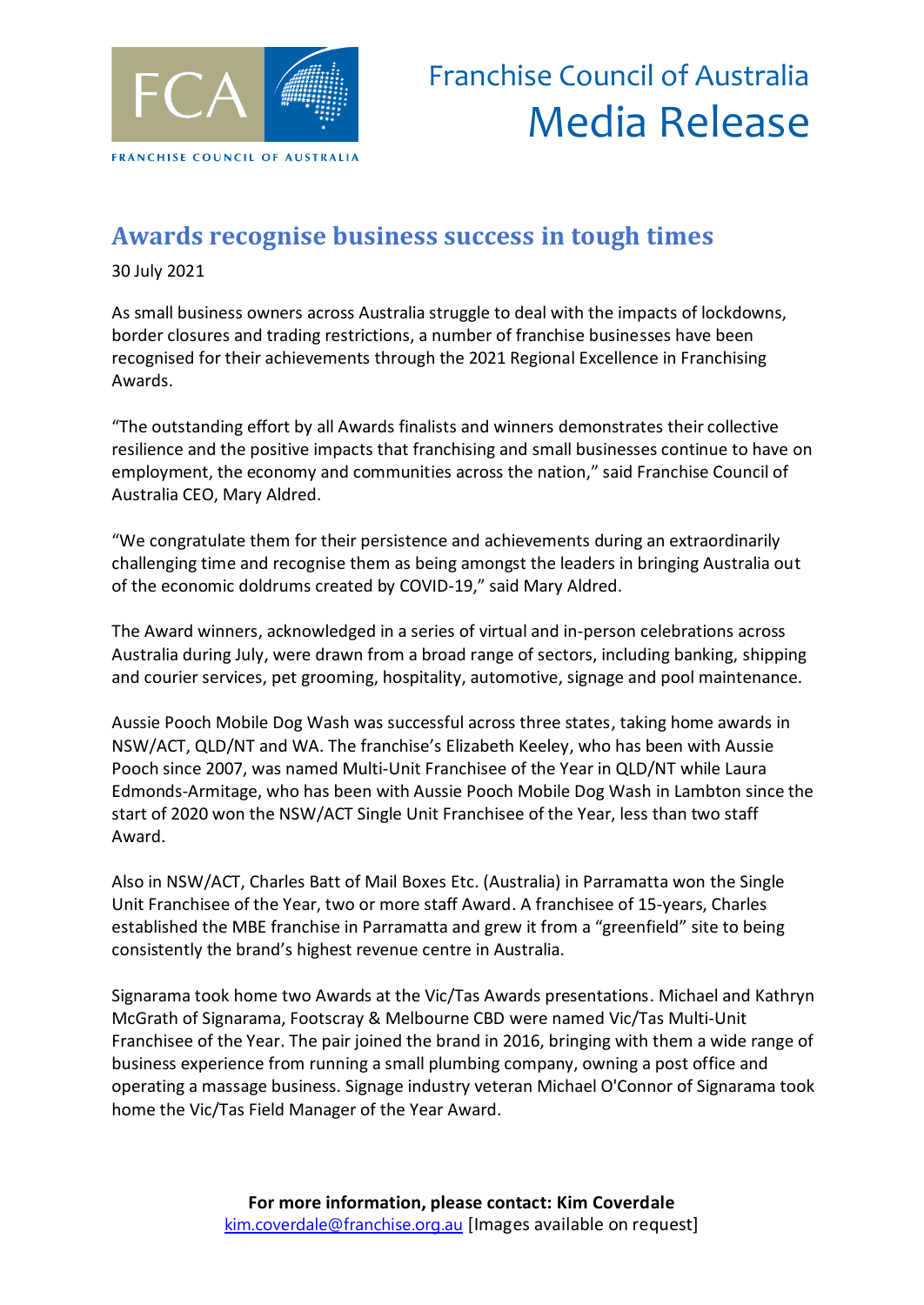Franchise Council of Australia
Media Release

# Awards recognise business success in tough times

30 July 2021

As small business owners across Australia struggle to deal with the impacts of lockdowns, border closures and trading restrictions, a number of franchise businesses have been recognised for their achievements through the 2021 Regional Excellence in Franchising Awards.

"The outstanding effort by all Awards finalists and winners demonstrates their collective resilience and the positive impacts that franchising and small businesses continue to have on employment, the economy and communities across the nation," said Franchise Council of Australia CEO, Mary Aldred.

"We congratulate them for their persistence and achievements during an extraordinarily challenging time and recognise them as being amongst the leaders in bringing Australia out of the economic doldrums created by COVID-19," said Mary Aldred.

The Award winners, acknowledged in a series of virtual and in-person celebrations across Australia during July, were drawn from a broad range of sectors, including banking, shipping and courier services, pet grooming, hospitality, automotive, signage and pool maintenance.

Aussie Pooch Mobile Dog Wash was successful across three states, taking home awards in NSW/ACT, QLD/NT and WA. The franchise's Elizabeth Keeley, who has been with Aussie Pooch since 2007, was named Multi-Unit Franchisee of the Year in QLD/NT while Laura Edmonds-Armitage, who has been with Aussie Pooch Mobile Dog Wash in Lambton since the start of 2020 won the NSW/ACT Single Unit Franchisee of the Year, less than two staff Award.

Also in NSW/ACT, Charles Batt of Mail Boxes Etc. (Australia) in Parramatta won the Single Unit Franchisee of the Year, two or more staff Award. A franchisee of 15-years, Charles established the MBE franchise in Parramatta and grew it from a "greenfield" site to being consistently the brand's highest revenue centre in Australia.

Signarama took home two Awards at the Vic/Tas Awards presentations. Michael and Kathryn McGrath of Signarama, Footscray & Melbourne CBD were named Vic/Tas Multi-Unit Franchisee of the Year. The pair joined the brand in 2016, bringing with them a wide range of business experience from running a small plumbing company, owning a post office and operating a massage business. Signage industry veteran Michael O'Connor of Signarama took home the Vic/Tas Field Manager of the Year Award.

**For more information, please contact: Kim Coverdale**
kim.coverdale@franchise.org.au [Images available on request]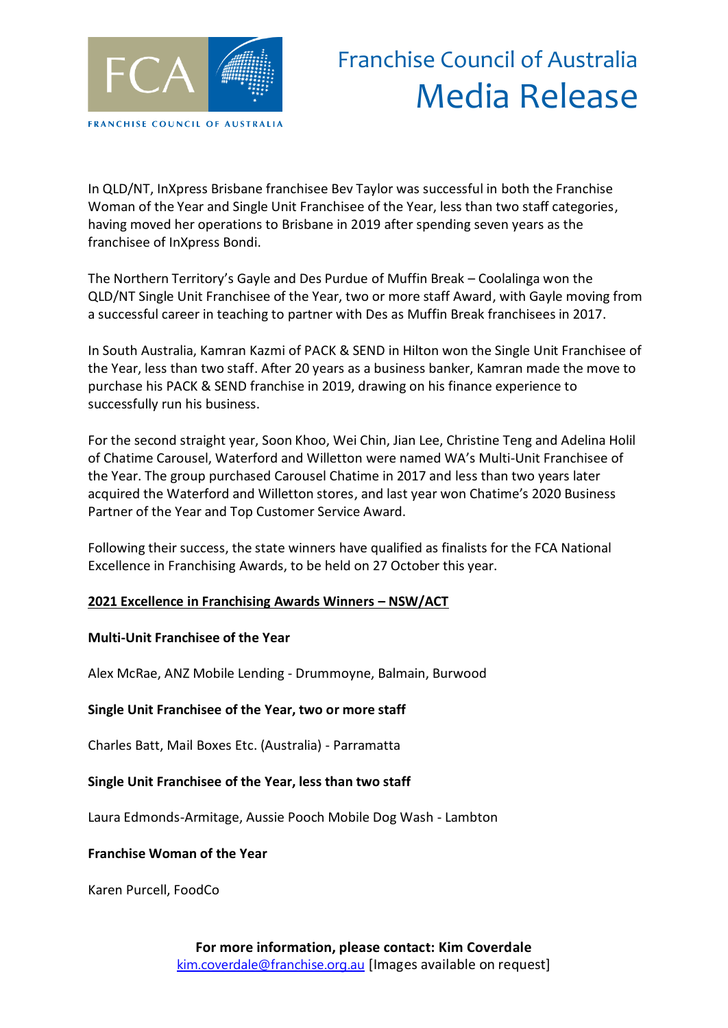In QLD/NT, InXpress Brisbane franchisee Bev Taylor was successful in both the Franchise Woman of the Year and Single Unit Franchisee of the Year, less than two staff categories, having moved her operations to Brisbane in 2019 after spending seven years as the franchisee of InXpress Bondi.

The Northern Territory's Gayle and Des Purdue of Muffin Break – Coolalinga won the QLD/NT Single Unit Franchisee of the Year, two or more staff Award, with Gayle moving from a successful career in teaching to partner with Des as Muffin Break franchisees in 2017.

In South Australia, Kamran Kazmi of PACK & SEND in Hilton won the Single Unit Franchisee of the Year, less than two staff. After 20 years as a business banker, Kamran made the move to purchase his PACK & SEND franchise in 2019, drawing on his finance experience to successfully run his business.

For the second straight year, Soon Khoo, Wei Chin, Jian Lee, Christine Teng and Adelina Holil of Chatime Carousel, Waterford and Willetton were named WA's Multi-Unit Franchisee of the Year. The group purchased Carousel Chatime in 2017 and less than two years later acquired the Waterford and Willetton stores, and last year won Chatime's 2020 Business Partner of the Year and Top Customer Service Award.

Following their success, the state winners have qualified as finalists for the FCA National Excellence in Franchising Awards, to be held on 27 October this year.

## 2021 Excellence in Franchising Awards Winners – NSW/ACT

**Multi-Unit Franchisee of the Year**

Alex McRae, ANZ Mobile Lending - Drummoyne, Balmain, Burwood

**Single Unit Franchisee of the Year, two or more staff**

Charles Batt, Mail Boxes Etc. (Australia) - Parramatta

**Single Unit Franchisee of the Year, less than two staff**

Laura Edmonds-Armitage, Aussie Pooch Mobile Dog Wash - Lambton

**Franchise Woman of the Year**

Karen Purcell, FoodCo

**For more information, please contact: Kim Coverdale**
kim.coverdale@franchise.org.au [Images available on request]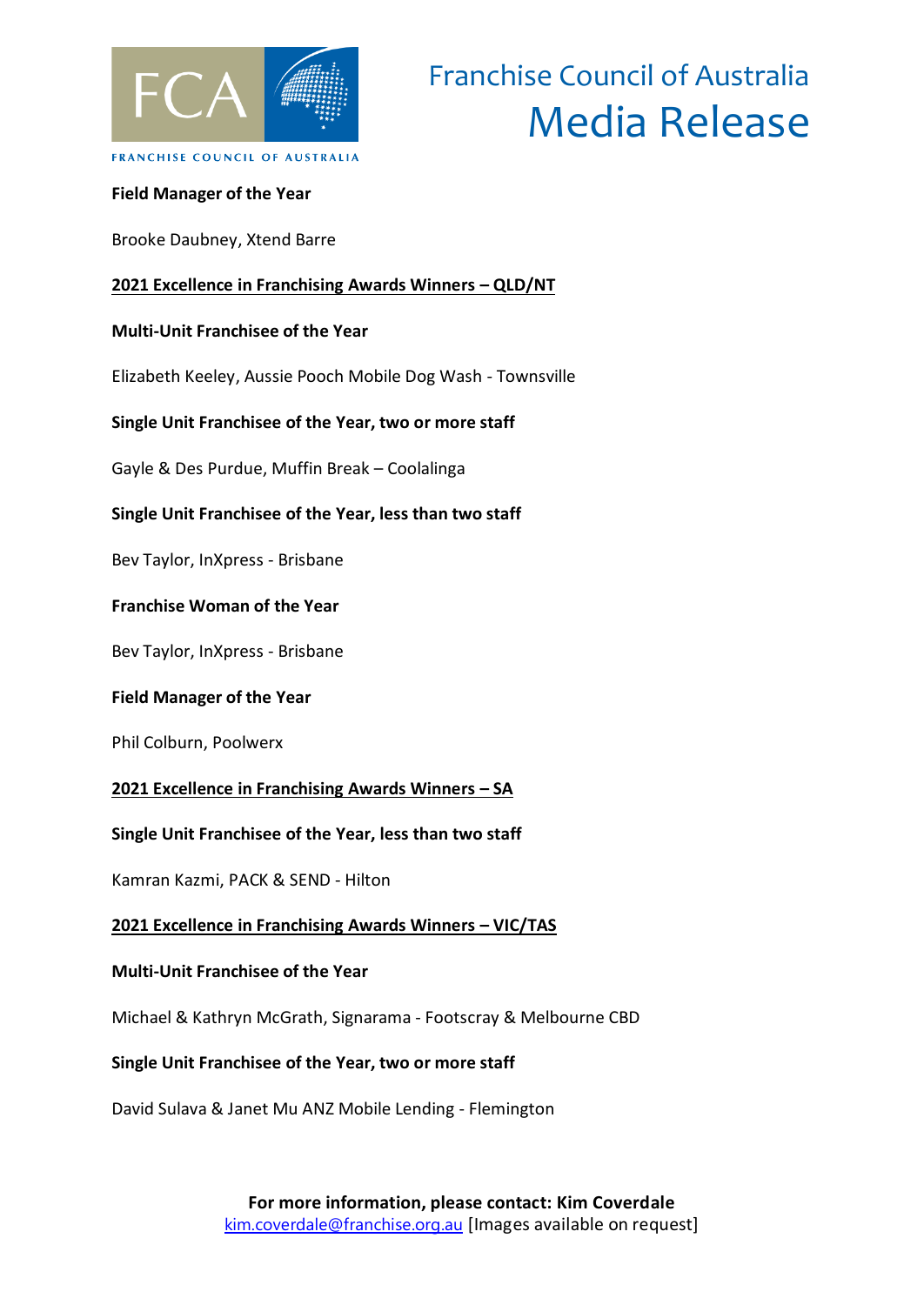**Field Manager of the Year**

Brooke Daubney, Xtend Barre

## 2021 Excellence in Franchising Awards Winners – QLD/NT

**Multi-Unit Franchisee of the Year**

Elizabeth Keeley, Aussie Pooch Mobile Dog Wash - Townsville

**Single Unit Franchisee of the Year, two or more staff**

Gayle & Des Purdue, Muffin Break – Coolalinga

**Single Unit Franchisee of the Year, less than two staff**

Bev Taylor, InXpress - Brisbane

**Franchise Woman of the Year**

Bev Taylor, InXpress - Brisbane

**Field Manager of the Year**

Phil Colburn, Poolwerx

## 2021 Excellence in Franchising Awards Winners – SA

**Single Unit Franchisee of the Year, less than two staff**

Kamran Kazmi, PACK & SEND - Hilton

## 2021 Excellence in Franchising Awards Winners – VIC/TAS

**Multi-Unit Franchisee of the Year**

Michael & Kathryn McGrath, Signarama - Footscray & Melbourne CBD

**Single Unit Franchisee of the Year, two or more staff**

David Sulava & Janet Mu ANZ Mobile Lending - Flemington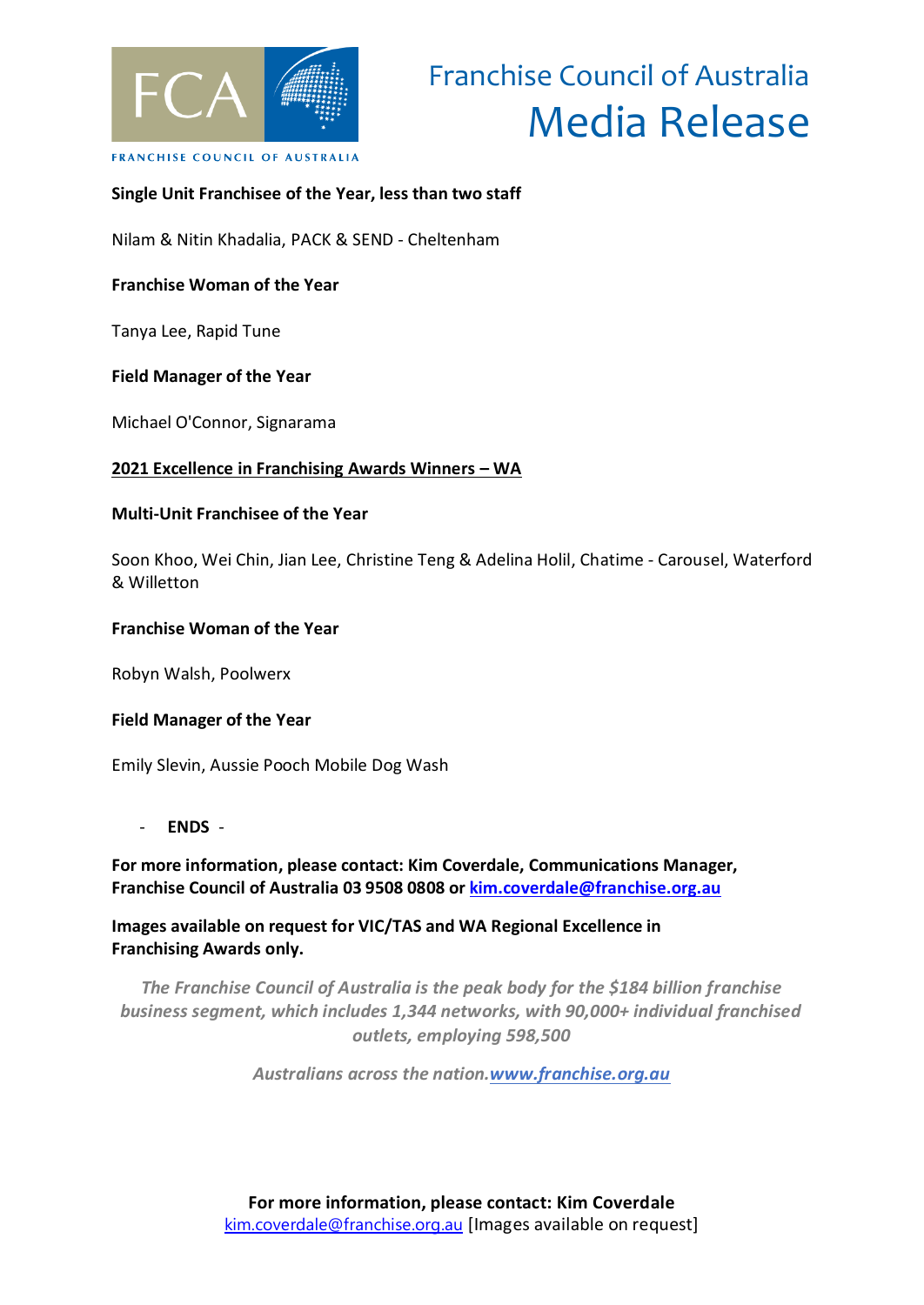**Single Unit Franchisee of the Year, less than two staff**

Nilam & Nitin Khadalia, PACK & SEND - Cheltenham

**Franchise Woman of the Year**

Tanya Lee, Rapid Tune

**Field Manager of the Year**

Michael O'Connor, Signarama

**2021 Excellence in Franchising Awards Winners – WA**

**Multi-Unit Franchisee of the Year**

Soon Khoo, Wei Chin, Jian Lee, Christine Teng & Adelina Holil, Chatime - Carousel, Waterford & Willetton

**Franchise Woman of the Year**

Robyn Walsh, Poolwerx

**Field Manager of the Year**

Emily Slevin, Aussie Pooch Mobile Dog Wash

- **ENDS** -

**For more information, please contact: Kim Coverdale, Communications Manager, Franchise Council of Australia 03 9508 0808 or kim.coverdale@franchise.org.au**

**Images available on request for VIC/TAS and WA Regional Excellence in Franchising Awards only.**

*The Franchise Council of Australia is the peak body for the $184 billion franchise business segment, which includes 1,344 networks, with 90,000+ individual franchised outlets, employing 598,500*

*Australians across the nation.www.franchise.org.au*

**For more information, please contact: Kim Coverdale**
kim.coverdale@franchise.org.au [Images available on request]